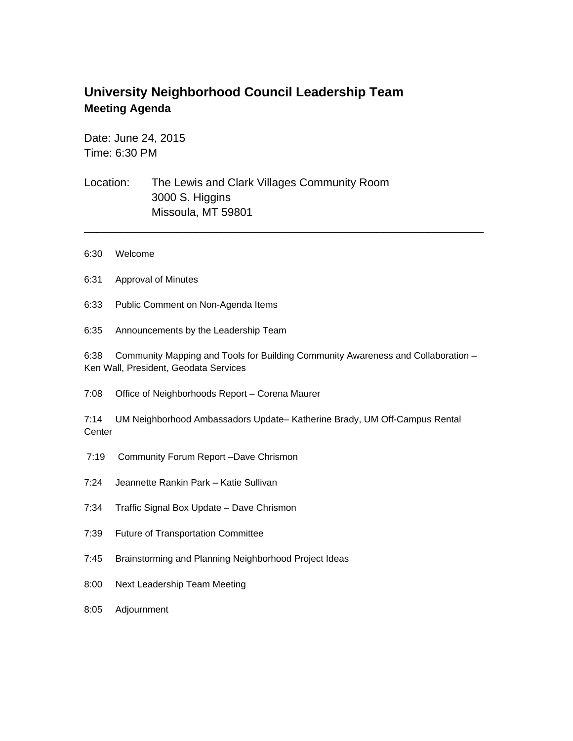# University Neighborhood Council Leadership Team

## Meeting Agenda

Date: June 24, 2015
Time: 6:30 PM

Location: The Lewis and Clark Villages Community Room
3000 S. Higgins
Missoula, MT 59801

---

6:30 Welcome

6:31 Approval of Minutes

6:33 Public Comment on Non-Agenda Items

6:35 Announcements by the Leadership Team

6:38 Community Mapping and Tools for Building Community Awareness and Collaboration – Ken Wall, President, Geodata Services

7:08 Office of Neighborhoods Report – Corena Maurer

7:14 UM Neighborhood Ambassadors Update– Katherine Brady, UM Off-Campus Rental Center

7:19 Community Forum Report –Dave Chrismon

7:24 Jeannette Rankin Park – Katie Sullivan

7:34 Traffic Signal Box Update – Dave Chrismon

7:39 Future of Transportation Committee

7:45 Brainstorming and Planning Neighborhood Project Ideas

8:00 Next Leadership Team Meeting

8:05 Adjournment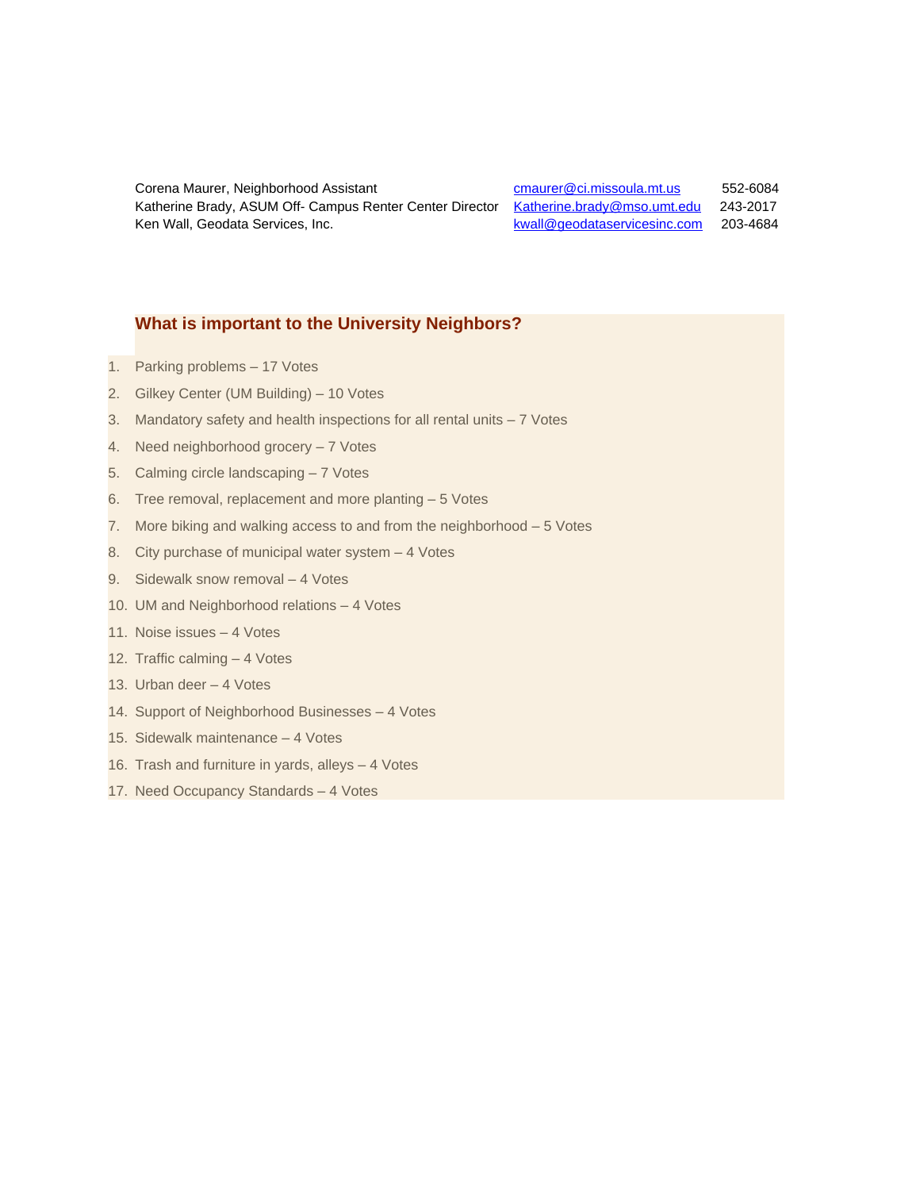| | | |
|---|---|---|
| Corena Maurer, Neighborhood Assistant | cmaurer@ci.missoula.mt.us | 552-6084 |
| Katherine Brady, ASUM Off- Campus Renter Center Director | Katherine.brady@mso.umt.edu | 243-2017 |
| Ken Wall, Geodata Services, Inc. | kwall@geodataservicesinc.com | 203-4684 |

## What is important to the University Neighbors?

1. Parking problems – 17 Votes
2. Gilkey Center (UM Building) – 10 Votes
3. Mandatory safety and health inspections for all rental units – 7 Votes
4. Need neighborhood grocery – 7 Votes
5. Calming circle landscaping – 7 Votes
6. Tree removal, replacement and more planting – 5 Votes
7. More biking and walking access to and from the neighborhood – 5 Votes
8. City purchase of municipal water system – 4 Votes
9. Sidewalk snow removal – 4 Votes
10. UM and Neighborhood relations – 4 Votes
11. Noise issues – 4 Votes
12. Traffic calming – 4 Votes
13. Urban deer – 4 Votes
14. Support of Neighborhood Businesses – 4 Votes
15. Sidewalk maintenance – 4 Votes
16. Trash and furniture in yards, alleys – 4 Votes
17. Need Occupancy Standards – 4 Votes